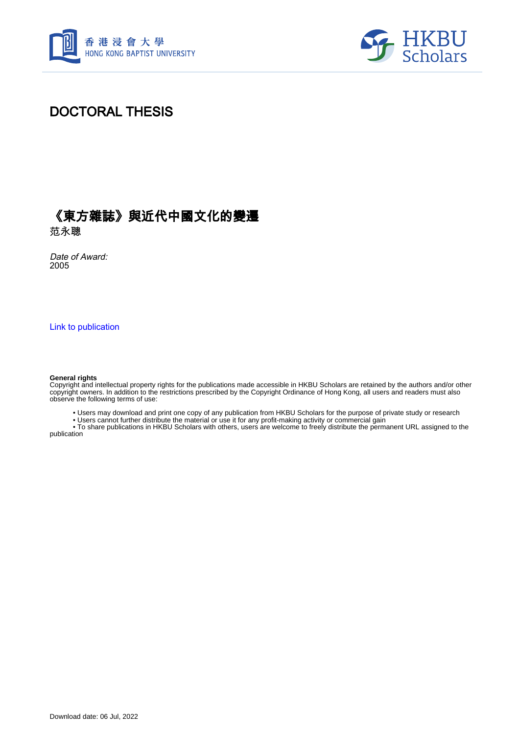# DOCTORAL THESIS

## 《東方雜誌》與近代中國文化的變遷

范永聰

*Date of Award:*
2005

[Link to publication](#)

**General rights**
Copyright and intellectual property rights for the publications made accessible in HKBU Scholars are retained by the authors and/or other copyright owners. In addition to the restrictions prescribed by the Copyright Ordinance of Hong Kong, all users and readers must also observe the following terms of use:

- Users may download and print one copy of any publication from HKBU Scholars for the purpose of private study or research
- Users cannot further distribute the material or use it for any profit-making activity or commercial gain
- To share publications in HKBU Scholars with others, users are welcome to freely distribute the permanent URL assigned to the publication

Download date: 06 Jul, 2022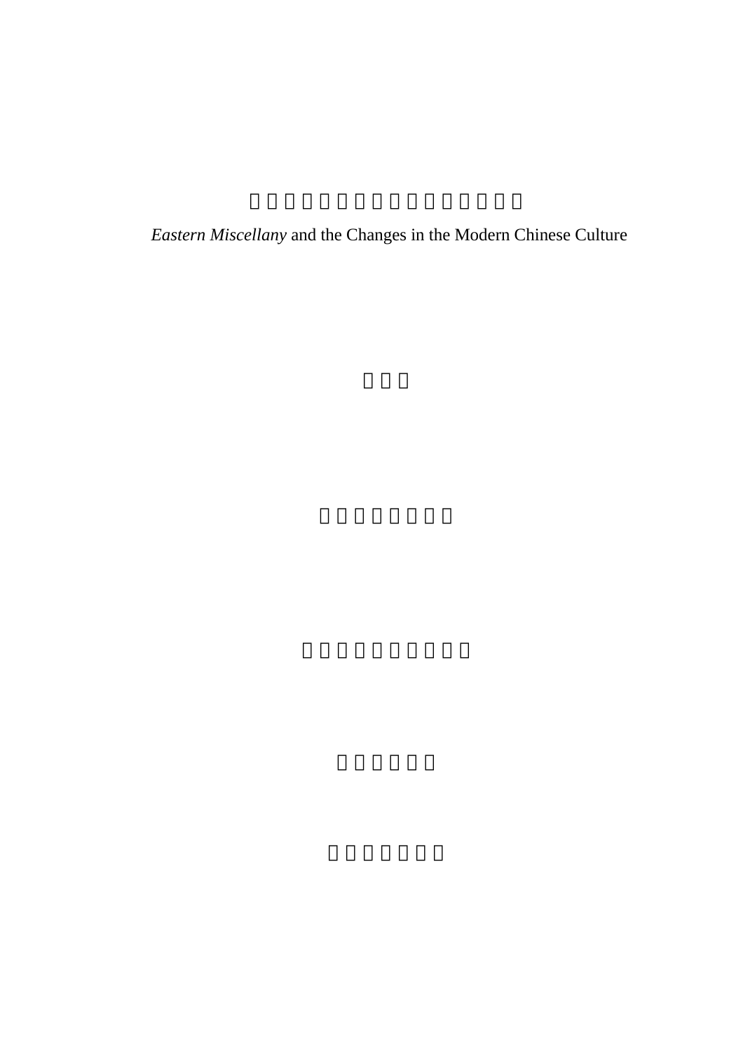*Eastern Miscellany* and the Changes in the Modern Chinese Culture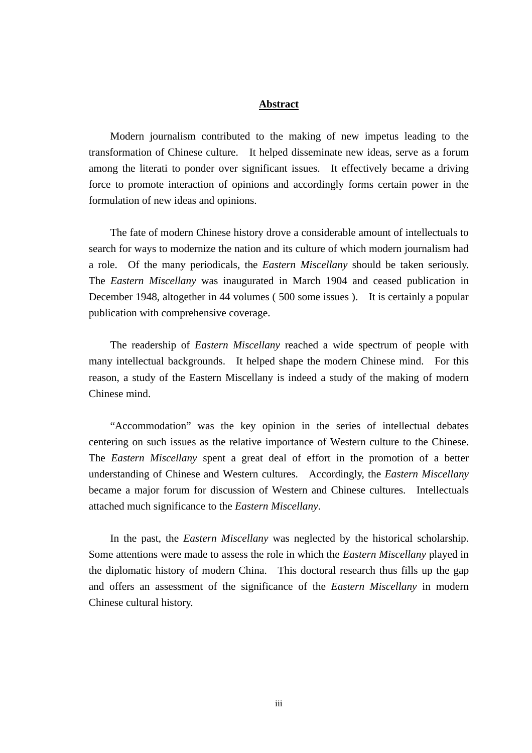# **Abstract**

Modern journalism contributed to the making of new impetus leading to the transformation of Chinese culture. It helped disseminate new ideas, serve as a forum among the literati to ponder over significant issues. It effectively became a driving force to promote interaction of opinions and accordingly forms certain power in the formulation of new ideas and opinions.

The fate of modern Chinese history drove a considerable amount of intellectuals to search for ways to modernize the nation and its culture of which modern journalism had a role. Of the many periodicals, the *Eastern Miscellany* should be taken seriously. The *Eastern Miscellany* was inaugurated in March 1904 and ceased publication in December 1948, altogether in 44 volumes ( 500 some issues ). It is certainly a popular publication with comprehensive coverage.

The readership of *Eastern Miscellany* reached a wide spectrum of people with many intellectual backgrounds. It helped shape the modern Chinese mind. For this reason, a study of the Eastern Miscellany is indeed a study of the making of modern Chinese mind.

"Accommodation" was the key opinion in the series of intellectual debates centering on such issues as the relative importance of Western culture to the Chinese. The *Eastern Miscellany* spent a great deal of effort in the promotion of a better understanding of Chinese and Western cultures. Accordingly, the *Eastern Miscellany* became a major forum for discussion of Western and Chinese cultures. Intellectuals attached much significance to the *Eastern Miscellany*.

In the past, the *Eastern Miscellany* was neglected by the historical scholarship. Some attentions were made to assess the role in which the *Eastern Miscellany* played in the diplomatic history of modern China. This doctoral research thus fills up the gap and offers an assessment of the significance of the *Eastern Miscellany* in modern Chinese cultural history.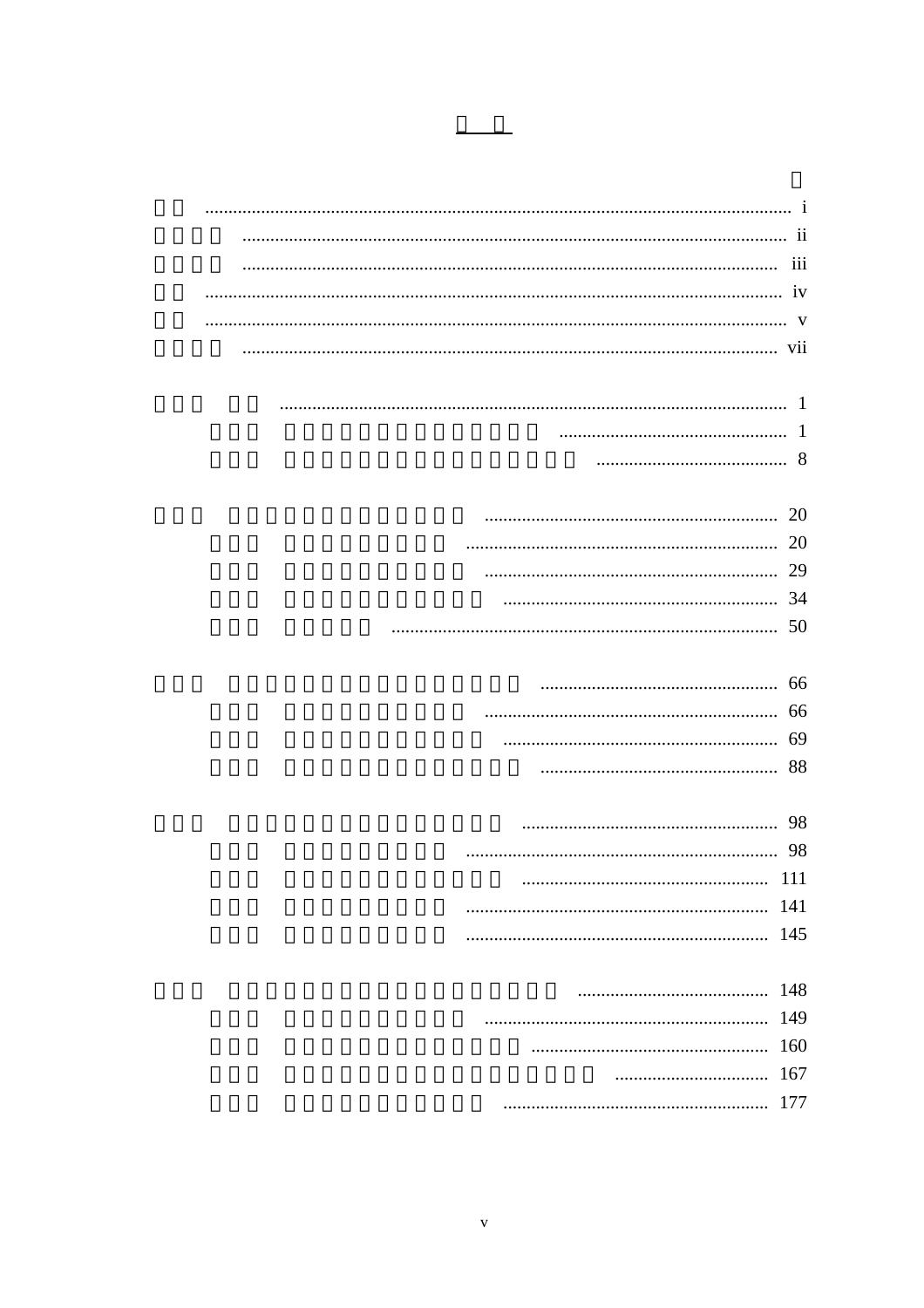# □ □

| | 頁 |
|---|---|
| □□ | i |
| □□□□ | ii |
| □□□□ | iii |
| □□ | iv |
| □□ | v |
| □□□□ | vii |
| □□□　□□ | 1 |
| 　　□□□　□□□□□□□□□□□□□□ | 1 |
| 　　□□□　□□□□□□□□□□□□□□□□ | 8 |
| □□□　□□□□□□□□□□□□□ | 20 |
| 　　□□□　□□□□□□□□□ | 20 |
| 　　□□□　□□□□□□□□□□ | 29 |
| 　　□□□　□□□□□□□□□□□ | 34 |
| 　　□□□　□□□□□ | 50 |
| □□□　□□□□□□□□□□□□□□□□ | 66 |
| 　　□□□　□□□□□□□□□□ | 66 |
| 　　□□□　□□□□□□□□□□□ | 69 |
| 　　□□□　□□□□□□□□□□□□□ | 88 |
| □□□　□□□□□□□□□□□□□□□ | 98 |
| 　　□□□　□□□□□□□□□ | 98 |
| 　　□□□　□□□□□□□□□□□□ | 111 |
| 　　□□□　□□□□□□□□□ | 141 |
| 　　□□□　□□□□□□□□□ | 145 |
| □□□　□□□□□□□□□□□□□□□□□□ | 148 |
| 　　□□□　□□□□□□□□□□ | 149 |
| 　　□□□　□□□□□□□□□□□□□ | 160 |
| 　　□□□　□□□□□□□□□□□□□□□□□ | 167 |
| 　　□□□　□□□□□□□□□□□ | 177 |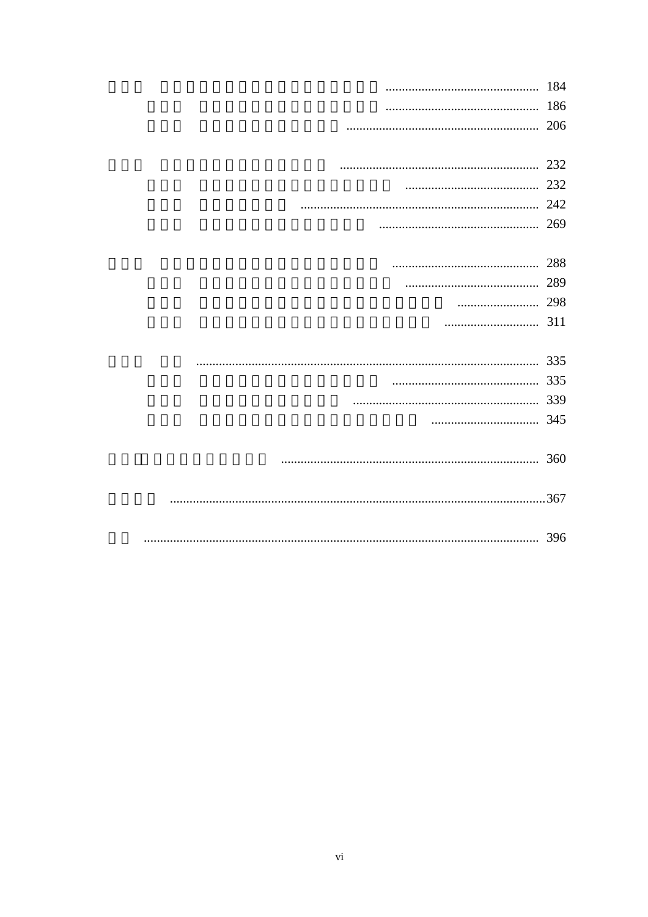- ............................................. 184
  - ............................................. 186
  - ............................................. 206
- ............................................. 232
  - ............................................. 232
  - ............................................. 242
  - ............................................. 269
- ............................................. 288
  - ............................................. 289
  - ............................................. 298
  - ............................................. 311
- ............................................. 335
  - ............................................. 335
  - ............................................. 339
  - ............................................. 345
- ............................................. 360
- .............................................367
- ............................................. 396